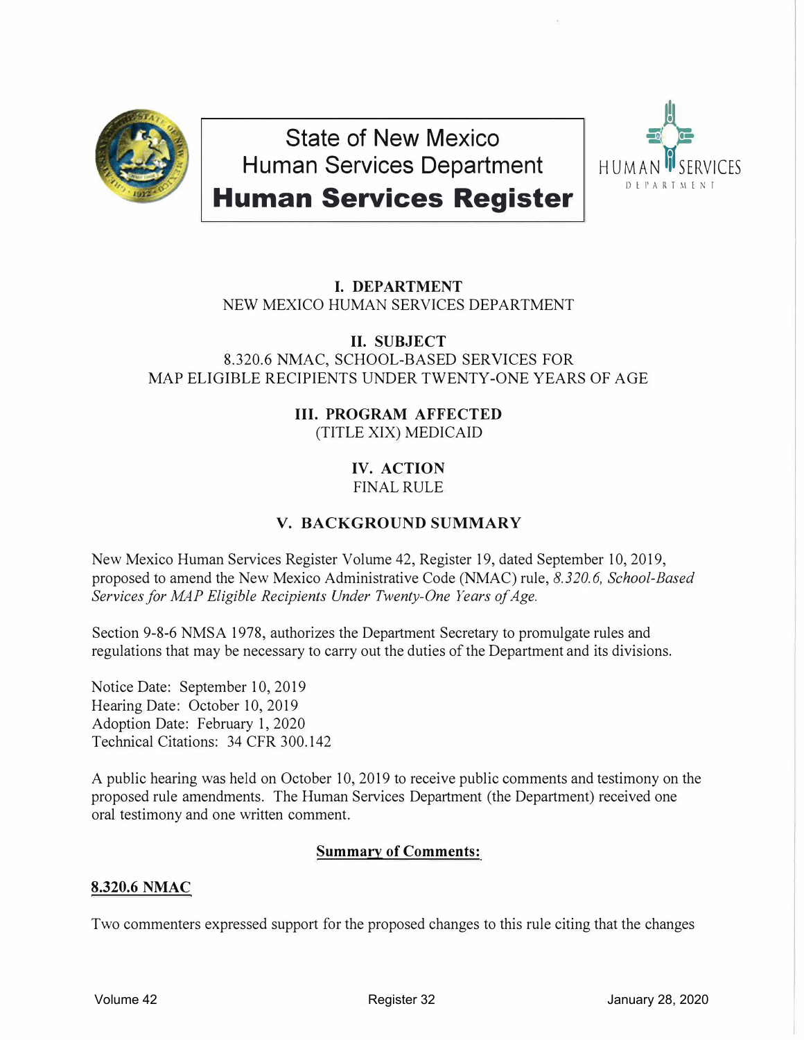# State of New Mexico
# Human Services Department
# **Human Services Register**

## I. DEPARTMENT
NEW MEXICO HUMAN SERVICES DEPARTMENT

## II. SUBJECT
8.320.6 NMAC, SCHOOL-BASED SERVICES FOR MAP ELIGIBLE RECIPIENTS UNDER TWENTY-ONE YEARS OF AGE

## III. PROGRAM AFFECTED
(TITLE XIX) MEDICAID

## IV. ACTION
FINAL RULE

## V. BACKGROUND SUMMARY

New Mexico Human Services Register Volume 42, Register 19, dated September 10, 2019, proposed to amend the New Mexico Administrative Code (NMAC) rule, *8.320.6, School-Based Services for MAP Eligible Recipients Under Twenty-One Years of Age.*

Section 9-8-6 NMSA 1978, authorizes the Department Secretary to promulgate rules and regulations that may be necessary to carry out the duties of the Department and its divisions.

Notice Date: September 10, 2019
Hearing Date: October 10, 2019
Adoption Date: February 1, 2020
Technical Citations: 34 CFR 300.142

A public hearing was held on October 10, 2019 to receive public comments and testimony on the proposed rule amendments. The Human Services Department (the Department) received one oral testimony and one written comment.

**Summary of Comments:**

**8.320.6 NMAC**

Two commenters expressed support for the proposed changes to this rule citing that the changes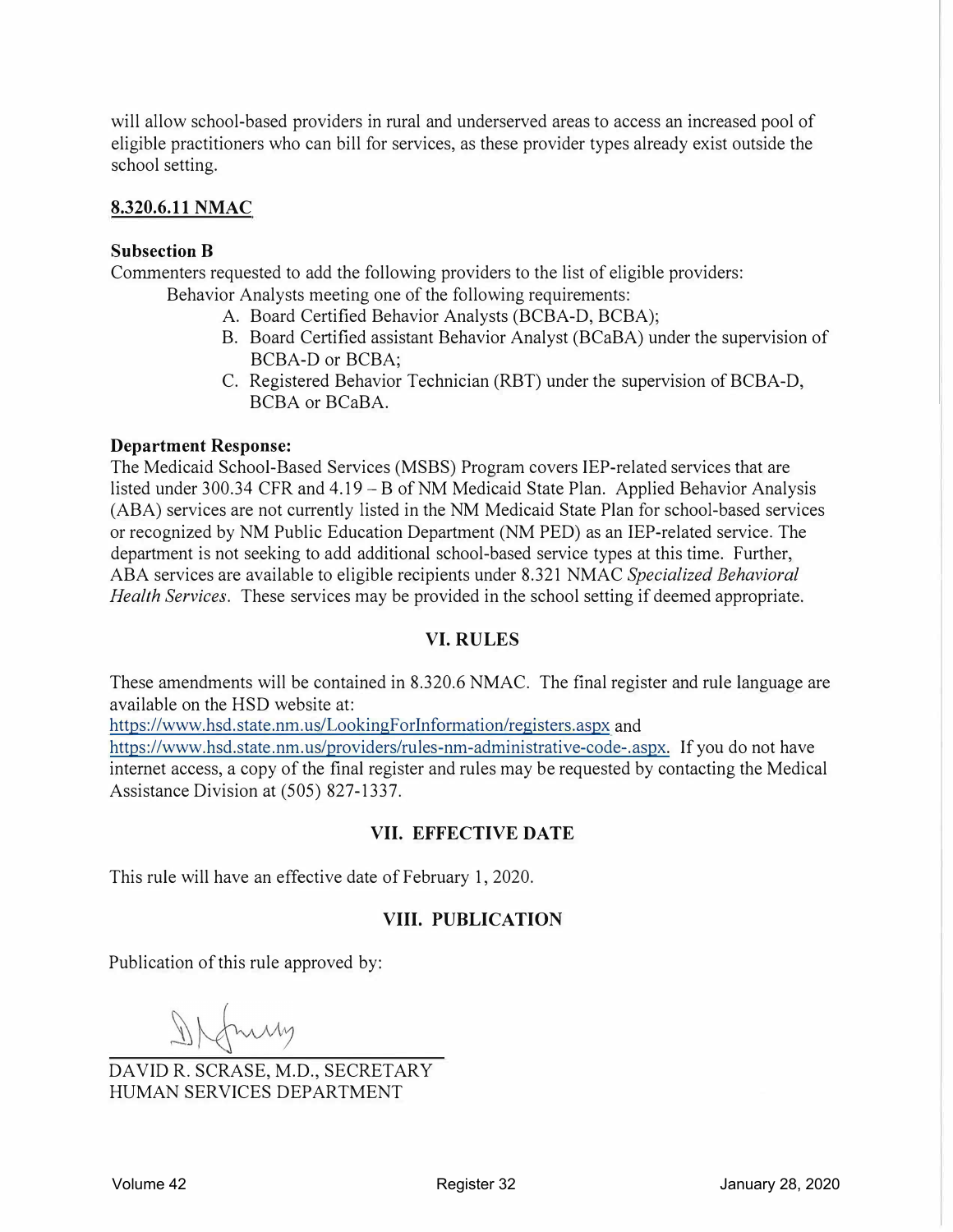will allow school-based providers in rural and underserved areas to access an increased pool of eligible practitioners who can bill for services, as these provider types already exist outside the school setting.

**8.320.6.11 NMAC**

**Subsection B**

Commenters requested to add the following providers to the list of eligible providers:

Behavior Analysts meeting one of the following requirements:

A. Board Certified Behavior Analysts (BCBA-D, BCBA);
B. Board Certified assistant Behavior Analyst (BCaBA) under the supervision of BCBA-D or BCBA;
C. Registered Behavior Technician (RBT) under the supervision of BCBA-D, BCBA or BCaBA.

**Department Response:**

The Medicaid School-Based Services (MSBS) Program covers IEP-related services that are listed under 300.34 CFR and 4.19 – B of NM Medicaid State Plan. Applied Behavior Analysis (ABA) services are not currently listed in the NM Medicaid State Plan for school-based services or recognized by NM Public Education Department (NM PED) as an IEP-related service. The department is not seeking to add additional school-based service types at this time. Further, ABA services are available to eligible recipients under 8.321 NMAC *Specialized Behavioral Health Services*. These services may be provided in the school setting if deemed appropriate.

## VI. RULES

These amendments will be contained in 8.320.6 NMAC. The final register and rule language are available on the HSD website at: https://www.hsd.state.nm.us/LookingForInformation/registers.aspx and https://www.hsd.state.nm.us/providers/rules-nm-administrative-code-.aspx. If you do not have internet access, a copy of the final register and rules may be requested by contacting the Medical Assistance Division at (505) 827-1337.

## VII. EFFECTIVE DATE

This rule will have an effective date of February 1, 2020.

## VIII. PUBLICATION

Publication of this rule approved by:

DAVID R. SCRASE, M.D., SECRETARY
HUMAN SERVICES DEPARTMENT